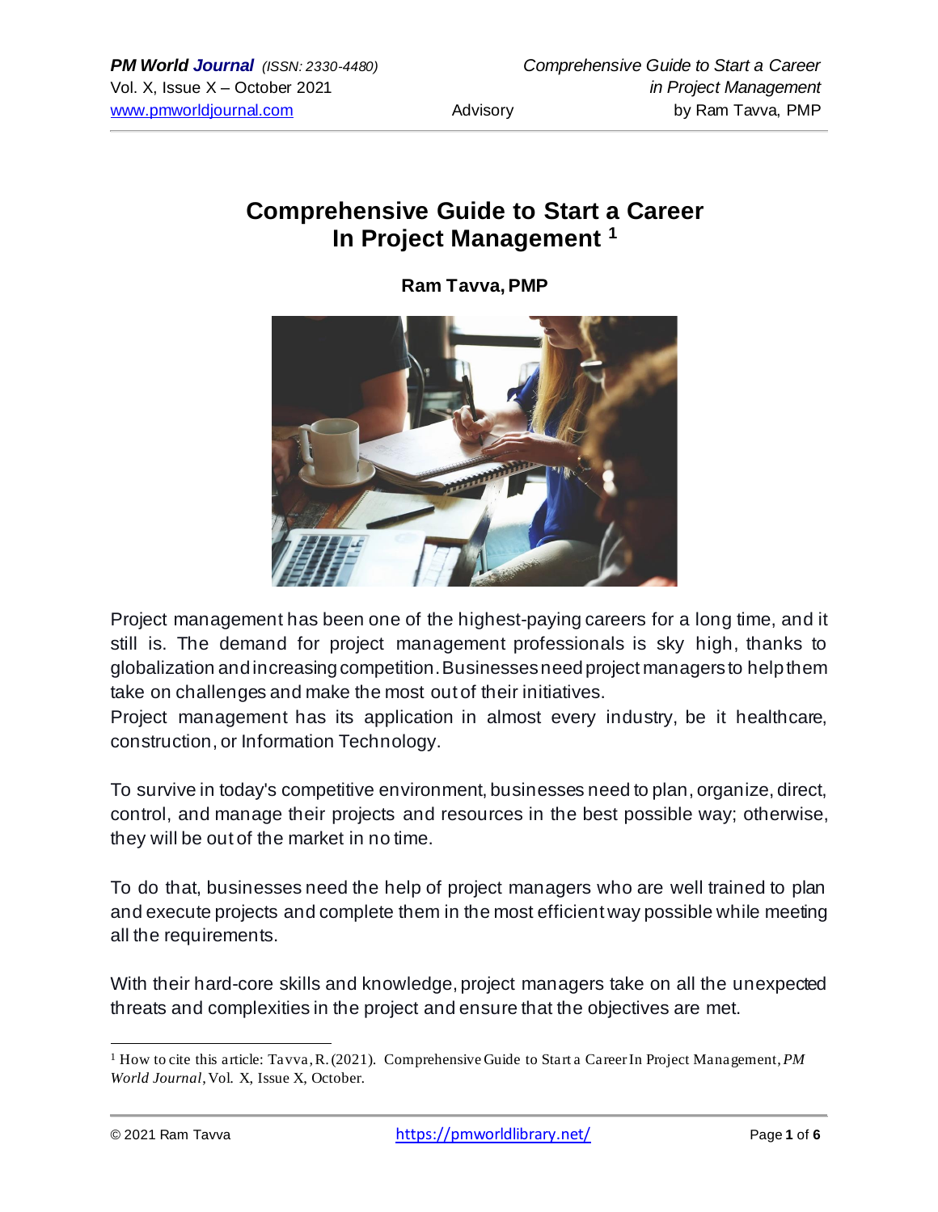# Comprehensive Guide to Start a Career In Project Management [1]

**Ram Tavva, PMP**

Project management has been one of the highest-paying careers for a long time, and it still is. The demand for project management professionals is sky high, thanks to globalization and increasing competition. Businesses need project managers to help them take on challenges and make the most out of their initiatives.
Project management has its application in almost every industry, be it healthcare, construction, or Information Technology.

To survive in today's competitive environment, businesses need to plan, organize, direct, control, and manage their projects and resources in the best possible way; otherwise, they will be out of the market in no time.

To do that, businesses need the help of project managers who are well trained to plan and execute projects and complete them in the most efficient way possible while meeting all the requirements.

With their hard-core skills and knowledge, project managers take on all the unexpected threats and complexities in the project and ensure that the objectives are met.

---

[1] How to cite this article: Tavva, R. (2021). Comprehensive Guide to Start a Career In Project Management, *PM World Journal*, Vol. X, Issue X, October.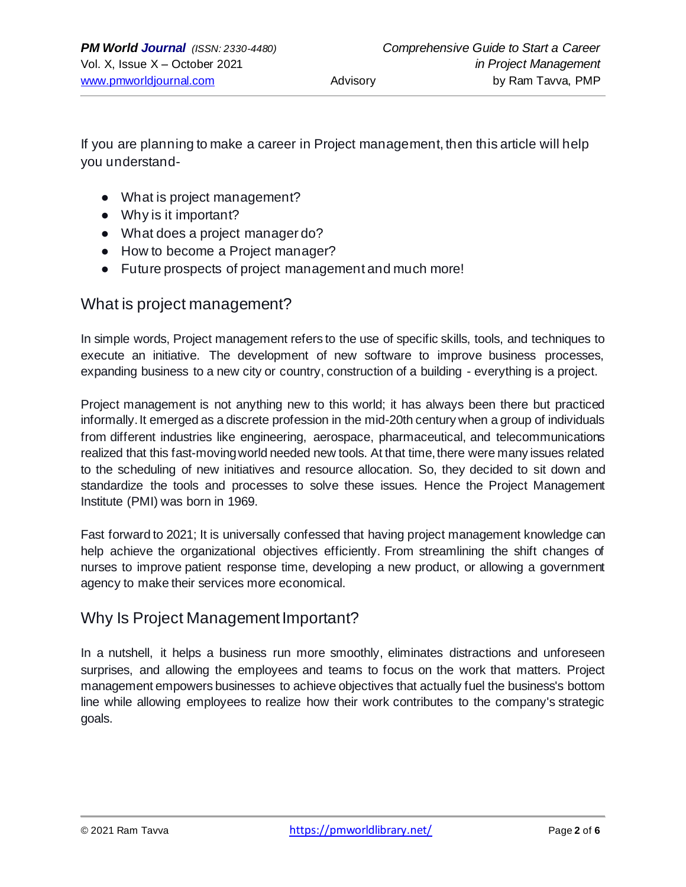If you are planning to make a career in Project management, then this article will help you understand-

- What is project management?
- Why is it important?
- What does a project manager do?
- How to become a Project manager?
- Future prospects of project management and much more!

## What is project management?

In simple words, Project management refers to the use of specific skills, tools, and techniques to execute an initiative. The development of new software to improve business processes, expanding business to a new city or country, construction of a building - everything is a project.

Project management is not anything new to this world; it has always been there but practiced informally. It emerged as a discrete profession in the mid-20th century when a group of individuals from different industries like engineering, aerospace, pharmaceutical, and telecommunications realized that this fast-moving world needed new tools. At that time, there were many issues related to the scheduling of new initiatives and resource allocation. So, they decided to sit down and standardize the tools and processes to solve these issues. Hence the Project Management Institute (PMI) was born in 1969.

Fast forward to 2021; It is universally confessed that having project management knowledge can help achieve the organizational objectives efficiently. From streamlining the shift changes of nurses to improve patient response time, developing a new product, or allowing a government agency to make their services more economical.

## Why Is Project Management Important?

In a nutshell, it helps a business run more smoothly, eliminates distractions and unforeseen surprises, and allowing the employees and teams to focus on the work that matters. Project management empowers businesses to achieve objectives that actually fuel the business's bottom line while allowing employees to realize how their work contributes to the company's strategic goals.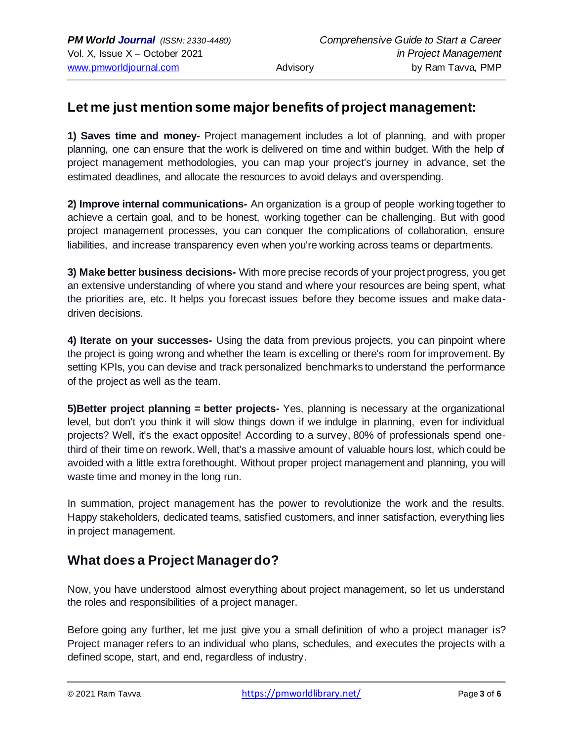## Let me just mention some major benefits of project management:

**1) Saves time and money-** Project management includes a lot of planning, and with proper planning, one can ensure that the work is delivered on time and within budget. With the help of project management methodologies, you can map your project's journey in advance, set the estimated deadlines, and allocate the resources to avoid delays and overspending.

**2) Improve internal communications-** An organization is a group of people working together to achieve a certain goal, and to be honest, working together can be challenging. But with good project management processes, you can conquer the complications of collaboration, ensure liabilities, and increase transparency even when you're working across teams or departments.

**3) Make better business decisions-** With more precise records of your project progress, you get an extensive understanding of where you stand and where your resources are being spent, what the priorities are, etc. It helps you forecast issues before they become issues and make data-driven decisions.

**4) Iterate on your successes-** Using the data from previous projects, you can pinpoint where the project is going wrong and whether the team is excelling or there's room for improvement. By setting KPIs, you can devise and track personalized benchmarks to understand the performance of the project as well as the team.

**5)Better project planning = better projects-** Yes, planning is necessary at the organizational level, but don't you think it will slow things down if we indulge in planning, even for individual projects? Well, it's the exact opposite! According to a survey, 80% of professionals spend one-third of their time on rework. Well, that's a massive amount of valuable hours lost, which could be avoided with a little extra forethought. Without proper project management and planning, you will waste time and money in the long run.

In summation, project management has the power to revolutionize the work and the results. Happy stakeholders, dedicated teams, satisfied customers, and inner satisfaction, everything lies in project management.

## What does a Project Manager do?

Now, you have understood almost everything about project management, so let us understand the roles and responsibilities of a project manager.

Before going any further, let me just give you a small definition of who a project manager is? Project manager refers to an individual who plans, schedules, and executes the projects with a defined scope, start, and end, regardless of industry.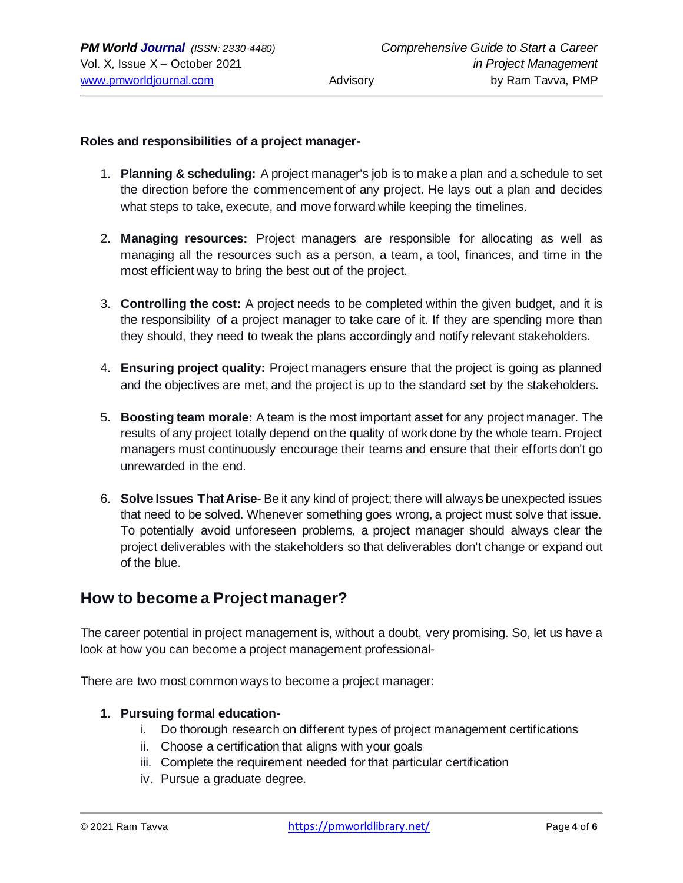**Roles and responsibilities of a project manager-**

1. **Planning & scheduling:** A project manager's job is to make a plan and a schedule to set the direction before the commencement of any project. He lays out a plan and decides what steps to take, execute, and move forward while keeping the timelines.

2. **Managing resources:** Project managers are responsible for allocating as well as managing all the resources such as a person, a team, a tool, finances, and time in the most efficient way to bring the best out of the project.

3. **Controlling the cost:** A project needs to be completed within the given budget, and it is the responsibility of a project manager to take care of it. If they are spending more than they should, they need to tweak the plans accordingly and notify relevant stakeholders.

4. **Ensuring project quality:** Project managers ensure that the project is going as planned and the objectives are met, and the project is up to the standard set by the stakeholders.

5. **Boosting team morale:** A team is the most important asset for any project manager. The results of any project totally depend on the quality of work done by the whole team. Project managers must continuously encourage their teams and ensure that their efforts don't go unrewarded in the end.

6. **Solve Issues That Arise-** Be it any kind of project; there will always be unexpected issues that need to be solved. Whenever something goes wrong, a project must solve that issue. To potentially avoid unforeseen problems, a project manager should always clear the project deliverables with the stakeholders so that deliverables don't change or expand out of the blue.

## How to become a Project manager?

The career potential in project management is, without a doubt, very promising. So, let us have a look at how you can become a project management professional-

There are two most common ways to become a project manager:

1. **Pursuing formal education-**
   i. Do thorough research on different types of project management certifications
   ii. Choose a certification that aligns with your goals
   iii. Complete the requirement needed for that particular certification
   iv. Pursue a graduate degree.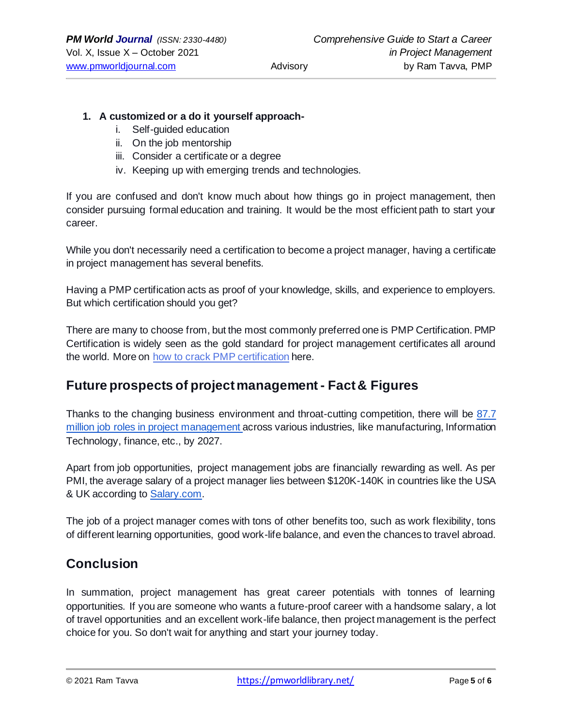1. **A customized or a do it yourself approach-**
    i. Self-guided education
    ii. On the job mentorship
    iii. Consider a certificate or a degree
    iv. Keeping up with emerging trends and technologies.

If you are confused and don't know much about how things go in project management, then consider pursuing formal education and training. It would be the most efficient path to start your career.

While you don't necessarily need a certification to become a project manager, having a certificate in project management has several benefits.

Having a PMP certification acts as proof of your knowledge, skills, and experience to employers. But which certification should you get?

There are many to choose from, but the most commonly preferred one is PMP Certification. PMP Certification is widely seen as the gold standard for project management certificates all around the world. More on how to crack PMP certification here.

## Future prospects of project management - Fact & Figures

Thanks to the changing business environment and throat-cutting competition, there will be 87.7 million job roles in project management across various industries, like manufacturing, Information Technology, finance, etc., by 2027.

Apart from job opportunities, project management jobs are financially rewarding as well. As per PMI, the average salary of a project manager lies between $120K-140K in countries like the USA & UK according to Salary.com.

The job of a project manager comes with tons of other benefits too, such as work flexibility, tons of different learning opportunities, good work-life balance, and even the chances to travel abroad.

## Conclusion

In summation, project management has great career potentials with tonnes of learning opportunities. If you are someone who wants a future-proof career with a handsome salary, a lot of travel opportunities and an excellent work-life balance, then project management is the perfect choice for you. So don't wait for anything and start your journey today.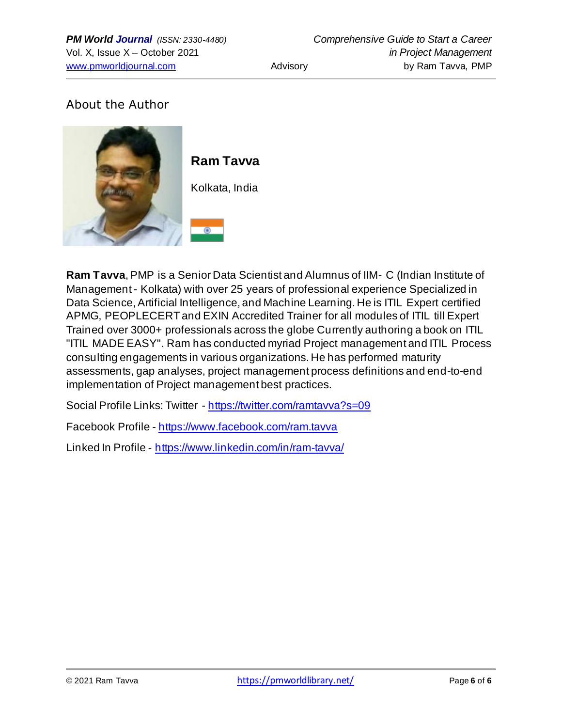## About the Author

**Ram Tavva**

Kolkata, India

**Ram Tavva**, PMP is a Senior Data Scientist and Alumnus of IIM- C (Indian Institute of Management - Kolkata) with over 25 years of professional experience Specialized in Data Science, Artificial Intelligence, and Machine Learning. He is ITIL Expert certified APMG, PEOPLECERT and EXIN Accredited Trainer for all modules of ITIL till Expert Trained over 3000+ professionals across the globe Currently authoring a book on ITIL "ITIL MADE EASY". Ram has conducted myriad Project management and ITIL Process consulting engagements in various organizations. He has performed maturity assessments, gap analyses, project management process definitions and end-to-end implementation of Project management best practices.

Social Profile Links: Twitter - https://twitter.com/ramtavva?s=09

Facebook Profile - https://www.facebook.com/ram.tavva

Linked In Profile - https://www.linkedin.com/in/ram-tavva/